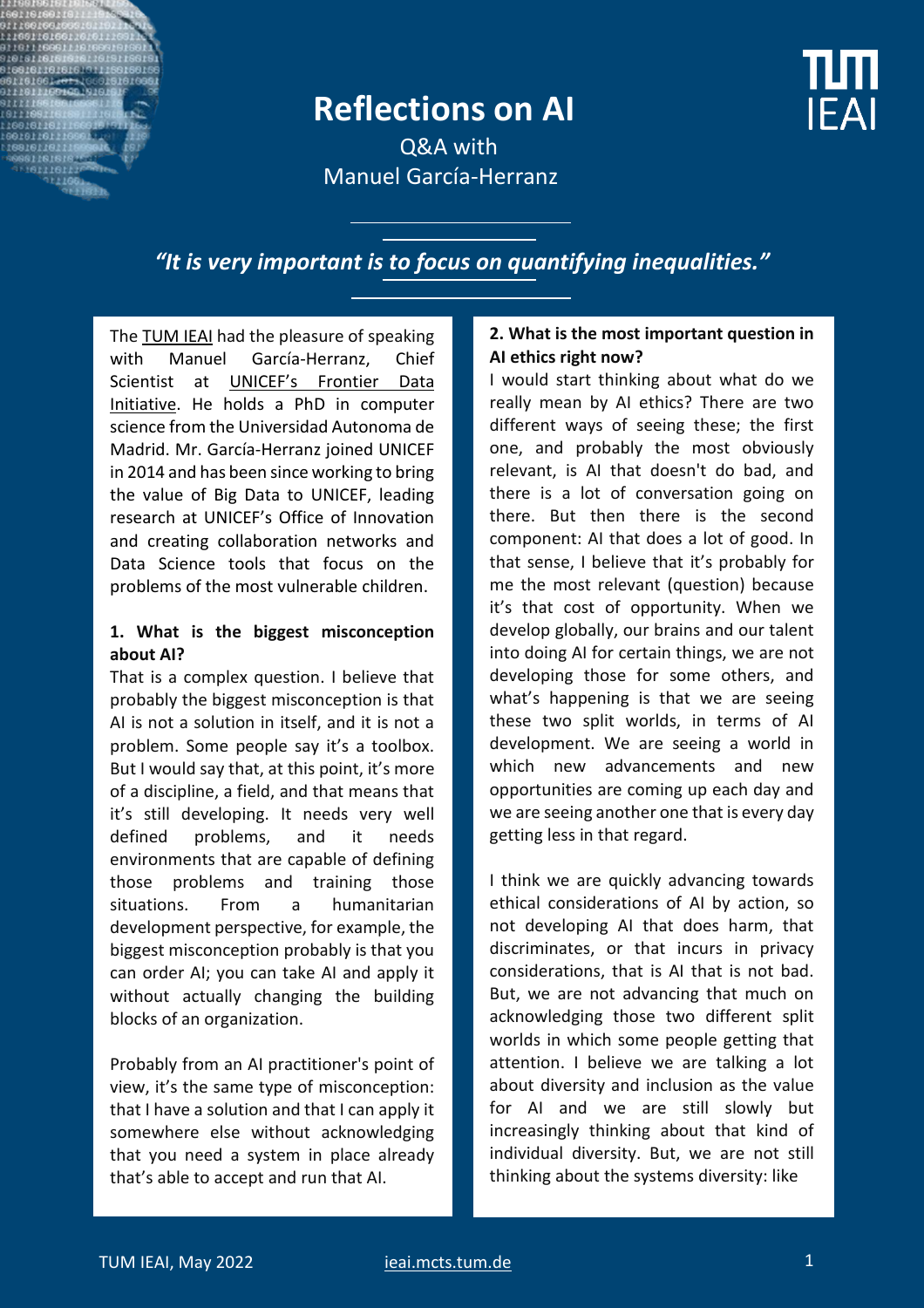# Reflections on AI

Q&A with
Manuel García-Herranz

*"It is very important is to focus on quantifying inequalities."*

The TUM IEAI had the pleasure of speaking with Manuel García-Herranz, Chief Scientist at UNICEF's Frontier Data Initiative. He holds a PhD in computer science from the Universidad Autonoma de Madrid. Mr. García-Herranz joined UNICEF in 2014 and has been since working to bring the value of Big Data to UNICEF, leading research at UNICEF's Office of Innovation and creating collaboration networks and Data Science tools that focus on the problems of the most vulnerable children.

**1. What is the biggest misconception about AI?**

That is a complex question. I believe that probably the biggest misconception is that AI is not a solution in itself, and it is not a problem. Some people say it's a toolbox. But I would say that, at this point, it's more of a discipline, a field, and that means that it's still developing. It needs very well defined problems, and it needs environments that are capable of defining those problems and training those situations. From a humanitarian development perspective, for example, the biggest misconception probably is that you can order AI; you can take AI and apply it without actually changing the building blocks of an organization.

Probably from an AI practitioner's point of view, it's the same type of misconception: that I have a solution and that I can apply it somewhere else without acknowledging that you need a system in place already that's able to accept and run that AI.

**2. What is the most important question in AI ethics right now?**

I would start thinking about what do we really mean by AI ethics? There are two different ways of seeing these; the first one, and probably the most obviously relevant, is AI that doesn't do bad, and there is a lot of conversation going on there. But then there is the second component: AI that does a lot of good. In that sense, I believe that it's probably for me the most relevant (question) because it's that cost of opportunity. When we develop globally, our brains and our talent into doing AI for certain things, we are not developing those for some others, and what's happening is that we are seeing these two split worlds, in terms of AI development. We are seeing a world in which new advancements and new opportunities are coming up each day and we are seeing another one that is every day getting less in that regard.

I think we are quickly advancing towards ethical considerations of AI by action, so not developing AI that does harm, that discriminates, or that incurs in privacy considerations, that is AI that is not bad. But, we are not advancing that much on acknowledging those two different split worlds in which some people getting that attention. I believe we are talking a lot about diversity and inclusion as the value for AI and we are still slowly but increasingly thinking about that kind of individual diversity. But, we are not still thinking about the systems diversity: like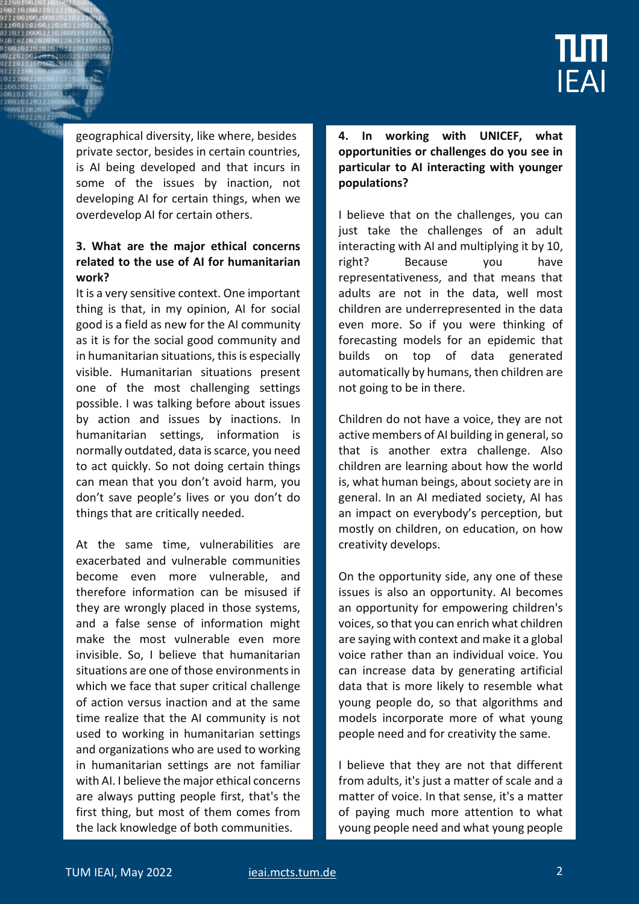geographical diversity, like where, besides private sector, besides in certain countries, is AI being developed and that incurs in some of the issues by inaction, not developing AI for certain things, when we overdevelop AI for certain others.

**3. What are the major ethical concerns related to the use of AI for humanitarian work?**

It is a very sensitive context. One important thing is that, in my opinion, AI for social good is a field as new for the AI community as it is for the social good community and in humanitarian situations, this is especially visible. Humanitarian situations present one of the most challenging settings possible. I was talking before about issues by action and issues by inactions. In humanitarian settings, information is normally outdated, data is scarce, you need to act quickly. So not doing certain things can mean that you don't avoid harm, you don't save people's lives or you don't do things that are critically needed.

At the same time, vulnerabilities are exacerbated and vulnerable communities become even more vulnerable, and therefore information can be misused if they are wrongly placed in those systems, and a false sense of information might make the most vulnerable even more invisible. So, I believe that humanitarian situations are one of those environments in which we face that super critical challenge of action versus inaction and at the same time realize that the AI community is not used to working in humanitarian settings and organizations who are used to working in humanitarian settings are not familiar with AI. I believe the major ethical concerns are always putting people first, that's the first thing, but most of them comes from the lack knowledge of both communities.

**4. In working with UNICEF, what opportunities or challenges do you see in particular to AI interacting with younger populations?**

I believe that on the challenges, you can just take the challenges of an adult interacting with AI and multiplying it by 10, right? Because you have representativeness, and that means that adults are not in the data, well most children are underrepresented in the data even more. So if you were thinking of forecasting models for an epidemic that builds on top of data generated automatically by humans, then children are not going to be in there.

Children do not have a voice, they are not active members of AI building in general, so that is another extra challenge. Also children are learning about how the world is, what human beings, about society are in general. In an AI mediated society, AI has an impact on everybody's perception, but mostly on children, on education, on how creativity develops.

On the opportunity side, any one of these issues is also an opportunity. AI becomes an opportunity for empowering children's voices, so that you can enrich what children are saying with context and make it a global voice rather than an individual voice. You can increase data by generating artificial data that is more likely to resemble what young people do, so that algorithms and models incorporate more of what young people need and for creativity the same.

I believe that they are not that different from adults, it's just a matter of scale and a matter of voice. In that sense, it's a matter of paying much more attention to what young people need and what young people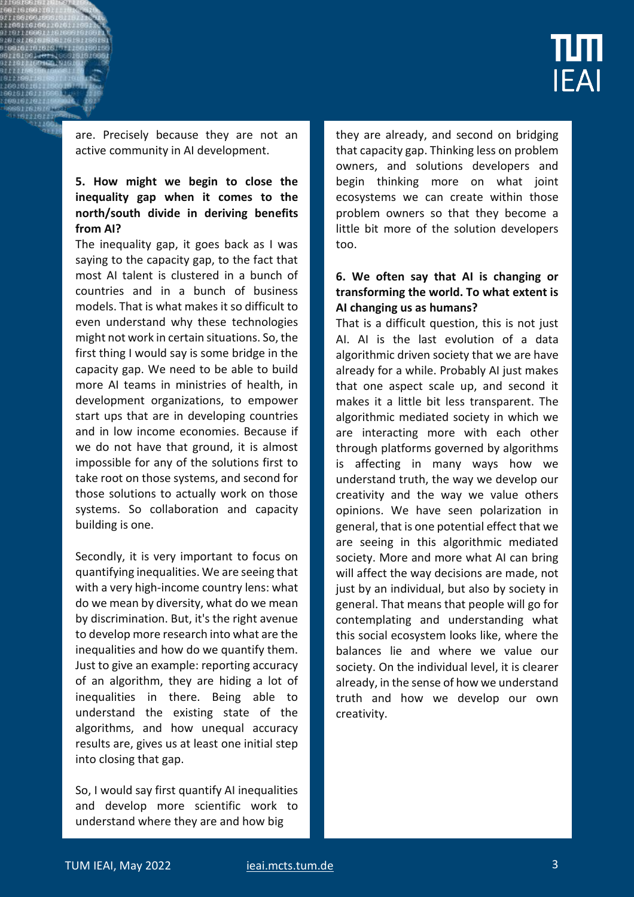are. Precisely because they are not an active community in AI development.

**5. How might we begin to close the inequality gap when it comes to the north/south divide in deriving benefits from AI?**

The inequality gap, it goes back as I was saying to the capacity gap, to the fact that most AI talent is clustered in a bunch of countries and in a bunch of business models. That is what makes it so difficult to even understand why these technologies might not work in certain situations. So, the first thing I would say is some bridge in the capacity gap. We need to be able to build more AI teams in ministries of health, in development organizations, to empower start ups that are in developing countries and in low income economies. Because if we do not have that ground, it is almost impossible for any of the solutions first to take root on those systems, and second for those solutions to actually work on those systems. So collaboration and capacity building is one.

Secondly, it is very important to focus on quantifying inequalities. We are seeing that with a very high-income country lens: what do we mean by diversity, what do we mean by discrimination. But, it's the right avenue to develop more research into what are the inequalities and how do we quantify them. Just to give an example: reporting accuracy of an algorithm, they are hiding a lot of inequalities in there. Being able to understand the existing state of the algorithms, and how unequal accuracy results are, gives us at least one initial step into closing that gap.

So, I would say first quantify AI inequalities and develop more scientific work to understand where they are and how big they are already, and second on bridging that capacity gap. Thinking less on problem owners, and solutions developers and begin thinking more on what joint ecosystems we can create within those problem owners so that they become a little bit more of the solution developers too.

**6. We often say that AI is changing or transforming the world. To what extent is AI changing us as humans?**

That is a difficult question, this is not just AI. AI is the last evolution of a data algorithmic driven society that we are have already for a while. Probably AI just makes that one aspect scale up, and second it makes it a little bit less transparent. The algorithmic mediated society in which we are interacting more with each other through platforms governed by algorithms is affecting in many ways how we understand truth, the way we develop our creativity and the way we value others opinions. We have seen polarization in general, that is one potential effect that we are seeing in this algorithmic mediated society. More and more what AI can bring will affect the way decisions are made, not just by an individual, but also by society in general. That means that people will go for contemplating and understanding what this social ecosystem looks like, where the balances lie and where we value our society. On the individual level, it is clearer already, in the sense of how we understand truth and how we develop our own creativity.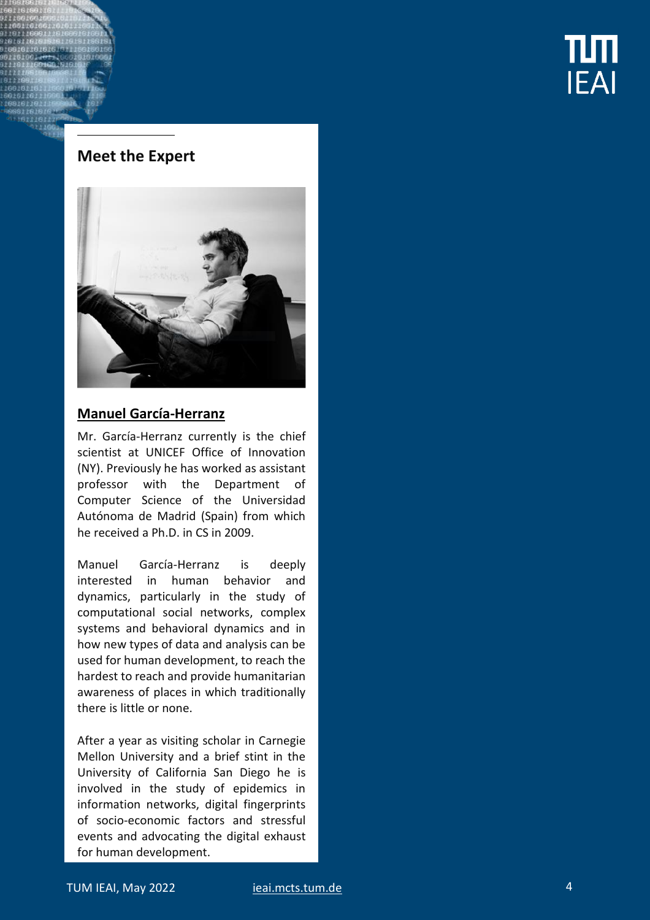## Meet the Expert

**Manuel García-Herranz**

Mr. García-Herranz currently is the chief scientist at UNICEF Office of Innovation (NY). Previously he has worked as assistant professor with the Department of Computer Science of the Universidad Autónoma de Madrid (Spain) from which he received a Ph.D. in CS in 2009.

Manuel García-Herranz is deeply interested in human behavior and dynamics, particularly in the study of computational social networks, complex systems and behavioral dynamics and in how new types of data and analysis can be used for human development, to reach the hardest to reach and provide humanitarian awareness of places in which traditionally there is little or none.

After a year as visiting scholar in Carnegie Mellon University and a brief stint in the University of California San Diego he is involved in the study of epidemics in information networks, digital fingerprints of socio-economic factors and stressful events and advocating the digital exhaust for human development.